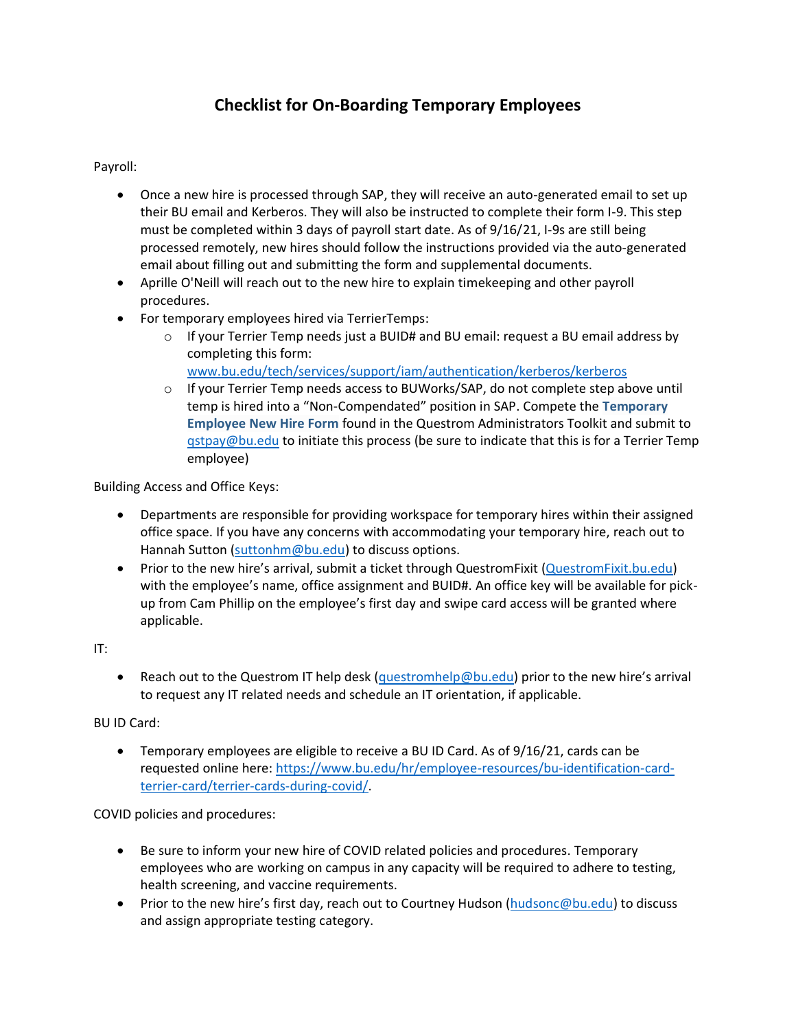# Checklist for On-Boarding Temporary Employees

Payroll:

- Once a new hire is processed through SAP, they will receive an auto-generated email to set up their BU email and Kerberos. They will also be instructed to complete their form I-9. This step must be completed within 3 days of payroll start date. As of 9/16/21, I-9s are still being processed remotely, new hires should follow the instructions provided via the auto-generated email about filling out and submitting the form and supplemental documents.
- Aprille O'Neill will reach out to the new hire to explain timekeeping and other payroll procedures.
- For temporary employees hired via TerrierTemps:
  - If your Terrier Temp needs just a BUID# and BU email: request a BU email address by completing this form: [www.bu.edu/tech/services/support/iam/authentication/kerberos/kerberos](www.bu.edu/tech/services/support/iam/authentication/kerberos/kerberos)
  - If your Terrier Temp needs access to BUWorks/SAP, do not complete step above until temp is hired into a "Non-Compendated" position in SAP. Compete the **Temporary Employee New Hire Form** found in the Questrom Administrators Toolkit and submit to [qstpay@bu.edu](mailto:qstpay@bu.edu) to initiate this process (be sure to indicate that this is for a Terrier Temp employee)

Building Access and Office Keys:

- Departments are responsible for providing workspace for temporary hires within their assigned office space. If you have any concerns with accommodating your temporary hire, reach out to Hannah Sutton ([suttonhm@bu.edu](mailto:suttonhm@bu.edu)) to discuss options.
- Prior to the new hire's arrival, submit a ticket through QuestromFixit ([QuestromFixit.bu.edu](QuestromFixit.bu.edu)) with the employee's name, office assignment and BUID#. An office key will be available for pick-up from Cam Phillip on the employee's first day and swipe card access will be granted where applicable.

IT:

- Reach out to the Questrom IT help desk ([questromhelp@bu.edu](mailto:questromhelp@bu.edu)) prior to the new hire's arrival to request any IT related needs and schedule an IT orientation, if applicable.

BU ID Card:

- Temporary employees are eligible to receive a BU ID Card. As of 9/16/21, cards can be requested online here: [https://www.bu.edu/hr/employee-resources/bu-identification-card-terrier-card/terrier-cards-during-covid/](https://www.bu.edu/hr/employee-resources/bu-identification-card-terrier-card/terrier-cards-during-covid/).

COVID policies and procedures:

- Be sure to inform your new hire of COVID related policies and procedures. Temporary employees who are working on campus in any capacity will be required to adhere to testing, health screening, and vaccine requirements.
- Prior to the new hire's first day, reach out to Courtney Hudson ([hudsonc@bu.edu](mailto:hudsonc@bu.edu)) to discuss and assign appropriate testing category.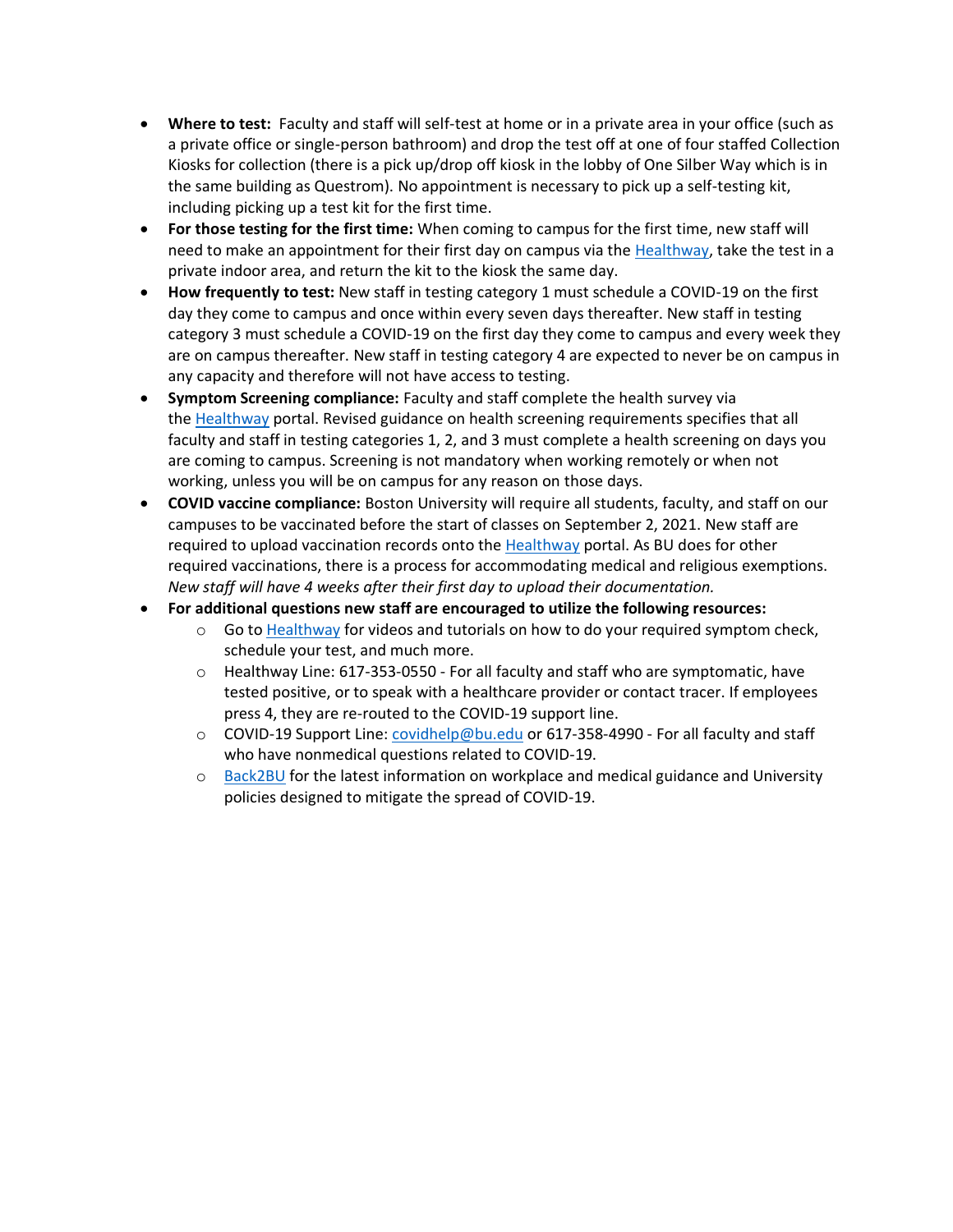- **Where to test:** Faculty and staff will self-test at home or in a private area in your office (such as a private office or single-person bathroom) and drop the test off at one of four staffed Collection Kiosks for collection (there is a pick up/drop off kiosk in the lobby of One Silber Way which is in the same building as Questrom). No appointment is necessary to pick up a self-testing kit, including picking up a test kit for the first time.
- **For those testing for the first time:** When coming to campus for the first time, new staff will need to make an appointment for their first day on campus via the Healthway, take the test in a private indoor area, and return the kit to the kiosk the same day.
- **How frequently to test:** New staff in testing category 1 must schedule a COVID-19 on the first day they come to campus and once within every seven days thereafter. New staff in testing category 3 must schedule a COVID-19 on the first day they come to campus and every week they are on campus thereafter. New staff in testing category 4 are expected to never be on campus in any capacity and therefore will not have access to testing.
- **Symptom Screening compliance:** Faculty and staff complete the health survey via the Healthway portal. Revised guidance on health screening requirements specifies that all faculty and staff in testing categories 1, 2, and 3 must complete a health screening on days you are coming to campus. Screening is not mandatory when working remotely or when not working, unless you will be on campus for any reason on those days.
- **COVID vaccine compliance:** Boston University will require all students, faculty, and staff on our campuses to be vaccinated before the start of classes on September 2, 2021. New staff are required to upload vaccination records onto the Healthway portal. As BU does for other required vaccinations, there is a process for accommodating medical and religious exemptions. *New staff will have 4 weeks after their first day to upload their documentation.*
- **For additional questions new staff are encouraged to utilize the following resources:**
  - Go to Healthway for videos and tutorials on how to do your required symptom check, schedule your test, and much more.
  - Healthway Line: 617-353-0550 - For all faculty and staff who are symptomatic, have tested positive, or to speak with a healthcare provider or contact tracer. If employees press 4, they are re-routed to the COVID-19 support line.
  - COVID-19 Support Line: covidhelp@bu.edu or 617-358-4990 - For all faculty and staff who have nonmedical questions related to COVID-19.
  - Back2BU for the latest information on workplace and medical guidance and University policies designed to mitigate the spread of COVID-19.